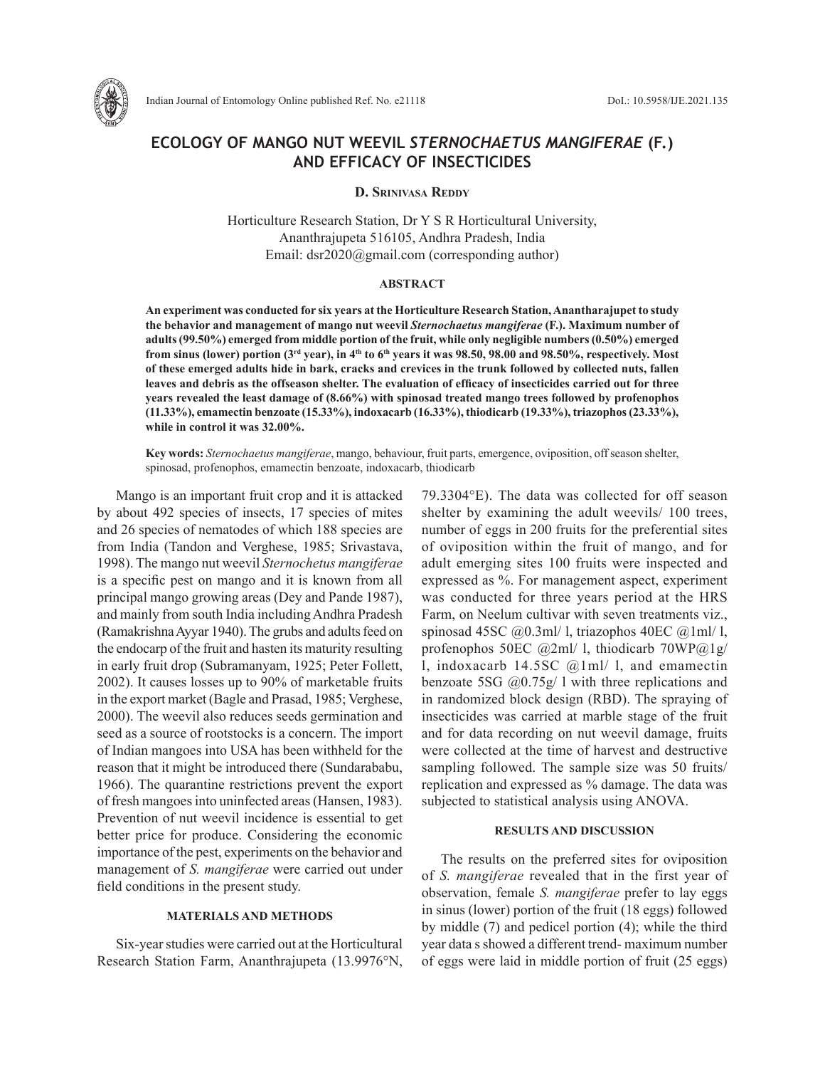# ECOLOGY OF MANGO NUT WEEVIL *STERNOCHAETUS MANGIFERAE* (F.) AND EFFICACY OF INSECTICIDES

**D. Srinivasa Reddy**

Horticulture Research Station, Dr Y S R Horticultural University, Ananthrajupeta 516105, Andhra Pradesh, India
Email: dsr2020@gmail.com (corresponding author)

### ABSTRACT

**An experiment was conducted for six years at the Horticulture Research Station, Anantharajupet to study the behavior and management of mango nut weevil *Sternochaetus mangiferae* (F.). Maximum number of adults (99.50%) emerged from middle portion of the fruit, while only negligible numbers (0.50%) emerged from sinus (lower) portion (3rd year), in 4th to 6th years it was 98.50, 98.00 and 98.50%, respectively. Most of these emerged adults hide in bark, cracks and crevices in the trunk followed by collected nuts, fallen leaves and debris as the offseason shelter. The evaluation of efficacy of insecticides carried out for three years revealed the least damage of (8.66%) with spinosad treated mango trees followed by profenophos (11.33%), emamectin benzoate (15.33%), indoxacarb (16.33%), thiodicarb (19.33%), triazophos (23.33%), while in control it was 32.00%.**

**Key words:** *Sternochaetus mangiferae*, mango, behaviour, fruit parts, emergence, oviposition, off season shelter, spinosad, profenophos, emamectin benzoate, indoxacarb, thiodicarb

Mango is an important fruit crop and it is attacked by about 492 species of insects, 17 species of mites and 26 species of nematodes of which 188 species are from India (Tandon and Verghese, 1985; Srivastava, 1998). The mango nut weevil *Sternochetus mangiferae* is a specific pest on mango and it is known from all principal mango growing areas (Dey and Pande 1987), and mainly from south India including Andhra Pradesh (Ramakrishna Ayyar 1940). The grubs and adults feed on the endocarp of the fruit and hasten its maturity resulting in early fruit drop (Subramanyam, 1925; Peter Follett, 2002). It causes losses up to 90% of marketable fruits in the export market (Bagle and Prasad, 1985; Verghese, 2000). The weevil also reduces seeds germination and seed as a source of rootstocks is a concern. The import of Indian mangoes into USA has been withheld for the reason that it might be introduced there (Sundarababu, 1966). The quarantine restrictions prevent the export of fresh mangoes into uninfected areas (Hansen, 1983). Prevention of nut weevil incidence is essential to get better price for produce. Considering the economic importance of the pest, experiments on the behavior and management of *S. mangiferae* were carried out under field conditions in the present study.

## MATERIALS AND METHODS

Six-year studies were carried out at the Horticultural Research Station Farm, Ananthrajupeta (13.9976°N, 79.3304°E). The data was collected for off season shelter by examining the adult weevils/ 100 trees, number of eggs in 200 fruits for the preferential sites of oviposition within the fruit of mango, and for adult emerging sites 100 fruits were inspected and expressed as %. For management aspect, experiment was conducted for three years period at the HRS Farm, on Neelum cultivar with seven treatments viz., spinosad 45SC @0.3ml/ l, triazophos 40EC @1ml/ l, profenophos 50EC @2ml/ l, thiodicarb 70WP@1g/ l, indoxacarb 14.5SC @1ml/ l, and emamectin benzoate 5SG @0.75g/ l with three replications and in randomized block design (RBD). The spraying of insecticides was carried at marble stage of the fruit and for data recording on nut weevil damage, fruits were collected at the time of harvest and destructive sampling followed. The sample size was 50 fruits/ replication and expressed as % damage. The data was subjected to statistical analysis using ANOVA.

## RESULTS AND DISCUSSION

The results on the preferred sites for oviposition of *S. mangiferae* revealed that in the first year of observation, female *S. mangiferae* prefer to lay eggs in sinus (lower) portion of the fruit (18 eggs) followed by middle (7) and pedicel portion (4); while the third year data s showed a different trend- maximum number of eggs were laid in middle portion of fruit (25 eggs)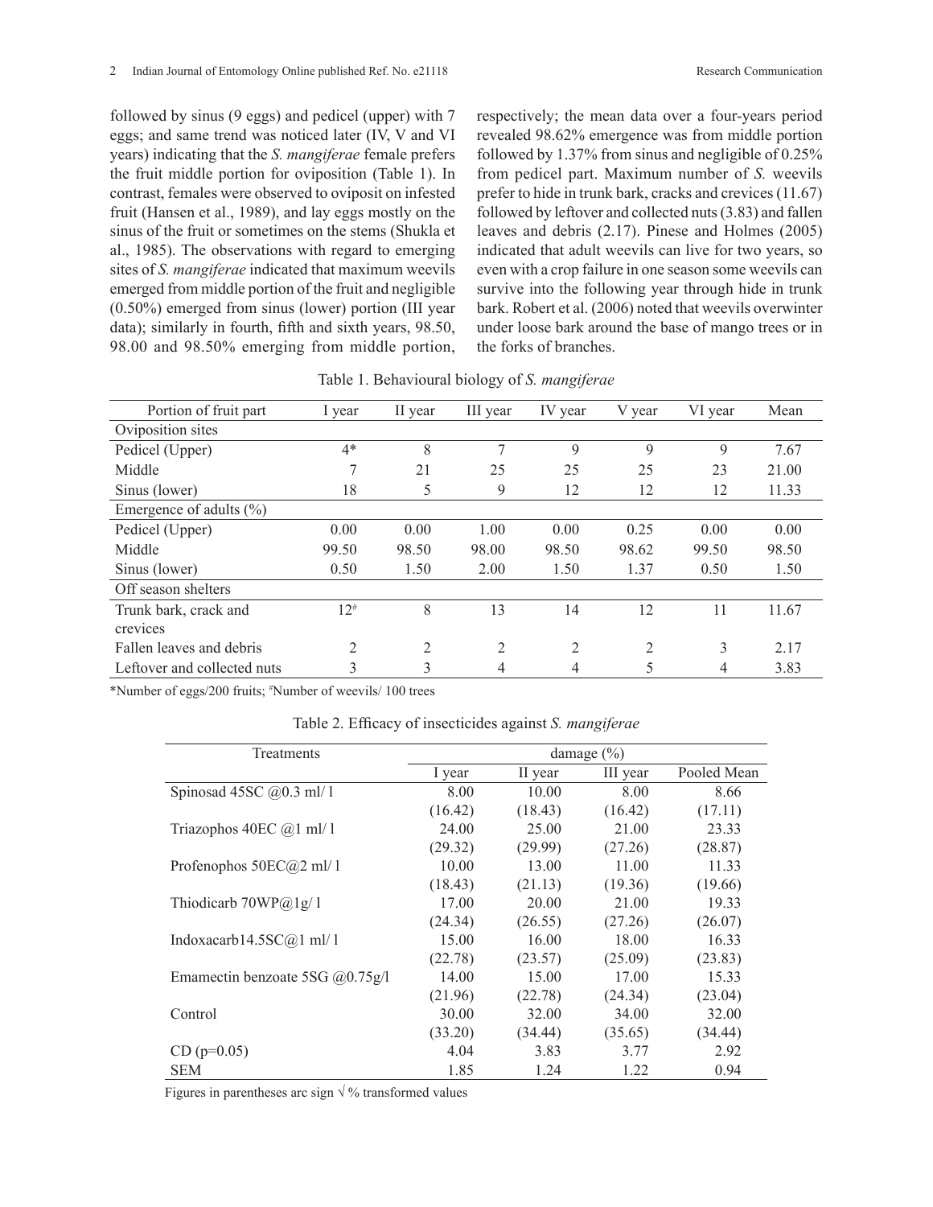followed by sinus (9 eggs) and pedicel (upper) with 7 eggs; and same trend was noticed later (IV, V and VI years) indicating that the *S. mangiferae* female prefers the fruit middle portion for oviposition (Table 1). In contrast, females were observed to oviposit on infested fruit (Hansen et al., 1989), and lay eggs mostly on the sinus of the fruit or sometimes on the stems (Shukla et al., 1985). The observations with regard to emerging sites of *S. mangiferae* indicated that maximum weevils emerged from middle portion of the fruit and negligible (0.50%) emerged from sinus (lower) portion (III year data); similarly in fourth, fifth and sixth years, 98.50, 98.00 and 98.50% emerging from middle portion, respectively; the mean data over a four-years period revealed 98.62% emergence was from middle portion followed by 1.37% from sinus and negligible of 0.25% from pedicel part. Maximum number of *S.* weevils prefer to hide in trunk bark, cracks and crevices (11.67) followed by leftover and collected nuts (3.83) and fallen leaves and debris (2.17). Pinese and Holmes (2005) indicated that adult weevils can live for two years, so even with a crop failure in one season some weevils can survive into the following year through hide in trunk bark. Robert et al. (2006) noted that weevils overwinter under loose bark around the base of mango trees or in the forks of branches.

Table 1. Behavioural biology of *S. mangiferae*

| Portion of fruit part | I year | II year | III year | IV year | V year | VI year | Mean |
|---|---|---|---|---|---|---|---|
| Oviposition sites | | | | | | | |
| Pedicel (Upper) | 4* | 8 | 7 | 9 | 9 | 9 | 7.67 |
| Middle | 7 | 21 | 25 | 25 | 25 | 23 | 21.00 |
| Sinus (lower) | 18 | 5 | 9 | 12 | 12 | 12 | 11.33 |
| Emergence of adults (%) | | | | | | | |
| Pedicel (Upper) | 0.00 | 0.00 | 1.00 | 0.00 | 0.25 | 0.00 | 0.00 |
| Middle | 99.50 | 98.50 | 98.00 | 98.50 | 98.62 | 99.50 | 98.50 |
| Sinus (lower) | 0.50 | 1.50 | 2.00 | 1.50 | 1.37 | 0.50 | 1.50 |
| Off season shelters | | | | | | | |
| Trunk bark, crack and crevices | 12# | 8 | 13 | 14 | 12 | 11 | 11.67 |
| Fallen leaves and debris | 2 | 2 | 2 | 2 | 2 | 3 | 2.17 |
| Leftover and collected nuts | 3 | 3 | 4 | 4 | 5 | 4 | 3.83 |

*Number of eggs/200 fruits; #Number of weevils/ 100 trees

Table 2. Efficacy of insecticides against *S. mangiferae*

| Treatments | damage (%) | | | |
|---|---|---|---|---|
| | I year | II year | III year | Pooled Mean |
| Spinosad 45SC @0.3 ml/ l | 8.00 (16.42) | 10.00 (18.43) | 8.00 (16.42) | 8.66 (17.11) |
| Triazophos 40EC @1 ml/ l | 24.00 (29.32) | 25.00 (29.99) | 21.00 (27.26) | 23.33 (28.87) |
| Profenophos 50EC@2 ml/ l | 10.00 (18.43) | 13.00 (21.13) | 11.00 (19.36) | 11.33 (19.66) |
| Thiodicarb 70WP@1g/ l | 17.00 (24.34) | 20.00 (26.55) | 21.00 (27.26) | 19.33 (26.07) |
| Indoxacarb14.5SC@1 ml/ l | 15.00 (22.78) | 16.00 (23.57) | 18.00 (25.09) | 16.33 (23.83) |
| Emamectin benzoate 5SG @0.75g/l | 14.00 (21.96) | 15.00 (22.78) | 17.00 (24.34) | 15.33 (23.04) |
| Control | 30.00 (33.20) | 32.00 (34.44) | 34.00 (35.65) | 32.00 (34.44) |
| CD (p=0.05) | 4.04 | 3.83 | 3.77 | 2.92 |
| SEM | 1.85 | 1.24 | 1.22 | 0.94 |

Figures in parentheses arc sign √ % transformed values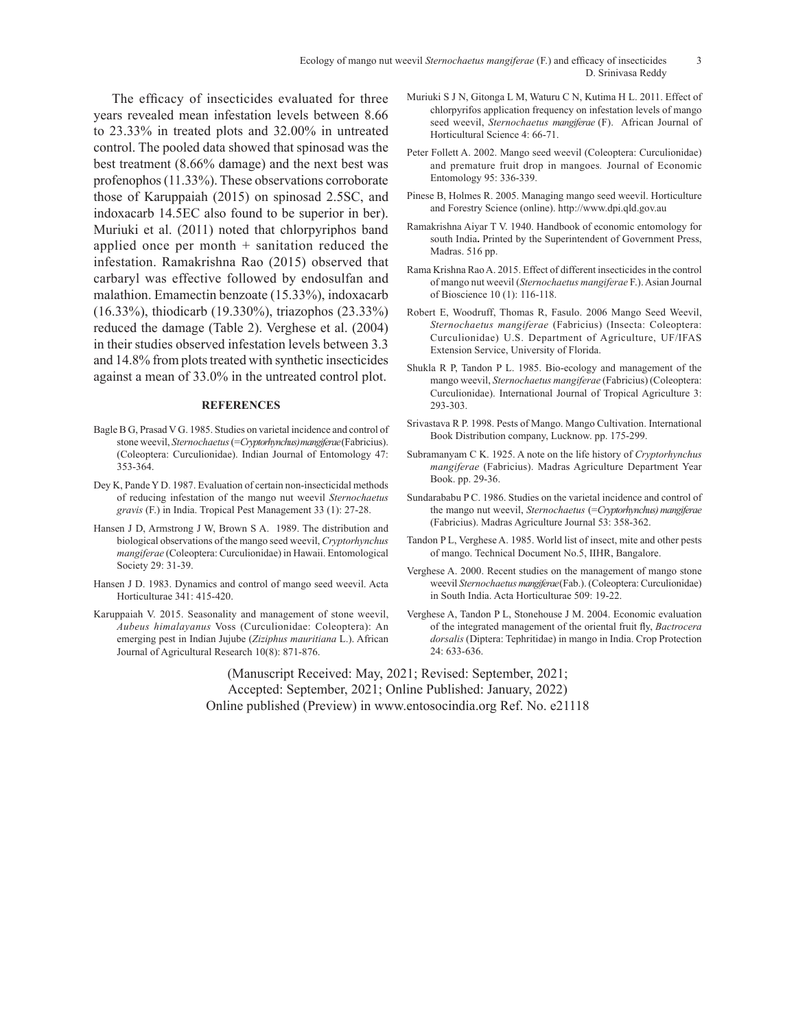The efficacy of insecticides evaluated for three years revealed mean infestation levels between 8.66 to 23.33% in treated plots and 32.00% in untreated control. The pooled data showed that spinosad was the best treatment (8.66% damage) and the next best was profenophos (11.33%). These observations corroborate those of Karuppaiah (2015) on spinosad 2.5SC, and indoxacarb 14.5EC also found to be superior in ber). Muriuki et al. (2011) noted that chlorpyriphos band applied once per month + sanitation reduced the infestation. Ramakrishna Rao (2015) observed that carbaryl was effective followed by endosulfan and malathion. Emamectin benzoate (15.33%), indoxacarb (16.33%), thiodicarb (19.330%), triazophos (23.33%) reduced the damage (Table 2). Verghese et al. (2004) in their studies observed infestation levels between 3.3 and 14.8% from plots treated with synthetic insecticides against a mean of 33.0% in the untreated control plot.

## REFERENCES

Bagle B G, Prasad V G. 1985. Studies on varietal incidence and control of stone weevil, *Sternochaetus* (=*Cryptorhynchus*) *mangiferae* (Fabricius). (Coleoptera: Curculionidae). Indian Journal of Entomology 47: 353-364.

Dey K, Pande Y D. 1987. Evaluation of certain non-insecticidal methods of reducing infestation of the mango nut weevil *Sternochaetus gravis* (F.) in India. Tropical Pest Management 33 (1): 27-28.

Hansen J D, Armstrong J W, Brown S A. 1989. The distribution and biological observations of the mango seed weevil, *Cryptorhynchus mangiferae* (Coleoptera: Curculionidae) in Hawaii. Entomological Society 29: 31-39.

Hansen J D. 1983. Dynamics and control of mango seed weevil. Acta Horticulturae 341: 415-420.

Karuppaiah V. 2015. Seasonality and management of stone weevil, *Aubeus himalayanus* Voss (Curculionidae: Coleoptera): An emerging pest in Indian Jujube (*Ziziphus mauritiana* L.). African Journal of Agricultural Research 10(8): 871-876.

Muriuki S J N, Gitonga L M, Waturu C N, Kutima H L. 2011. Effect of chlorpyrifos application frequency on infestation levels of mango seed weevil, *Sternochaetus mangiferae* (F). African Journal of Horticultural Science 4: 66-71.

Peter Follett A. 2002. Mango seed weevil (Coleoptera: Curculionidae) and premature fruit drop in mangoes. Journal of Economic Entomology 95: 336-339.

Pinese B, Holmes R. 2005. Managing mango seed weevil. Horticulture and Forestry Science (online). http://www.dpi.qld.gov.au

Ramakrishna Aiyar T V. 1940. Handbook of economic entomology for south India. Printed by the Superintendent of Government Press, Madras. 516 pp.

Rama Krishna Rao A. 2015. Effect of different insecticides in the control of mango nut weevil (*Sternochaetus mangiferae* F.). Asian Journal of Bioscience 10 (1): 116-118.

Robert E, Woodruff, Thomas R, Fasulo. 2006 Mango Seed Weevil, *Sternochaetus mangiferae* (Fabricius) (Insecta: Coleoptera: Curculionidae) U.S. Department of Agriculture, UF/IFAS Extension Service, University of Florida.

Shukla R P, Tandon P L. 1985. Bio-ecology and management of the mango weevil, *Sternochaetus mangiferae* (Fabricius) (Coleoptera: Curculionidae). International Journal of Tropical Agriculture 3: 293-303.

Srivastava R P. 1998. Pests of Mango. Mango Cultivation. International Book Distribution company, Lucknow. pp. 175-299.

Subramanyam C K. 1925. A note on the life history of *Cryptorhynchus mangiferae* (Fabricius). Madras Agriculture Department Year Book. pp. 29-36.

Sundarababu P C. 1986. Studies on the varietal incidence and control of the mango nut weevil, *Sternochaetus* (=*Cryptorhynchus*) *mangiferae* (Fabricius). Madras Agriculture Journal 53: 358-362.

Tandon P L, Verghese A. 1985. World list of insect, mite and other pests of mango. Technical Document No.5, IIHR, Bangalore.

Verghese A. 2000. Recent studies on the management of mango stone weevil *Sternochaetus mangiferae* (Fab.). (Coleoptera: Curculionidae) in South India. Acta Horticulturae 509: 19-22.

Verghese A, Tandon P L, Stonehouse J M. 2004. Economic evaluation of the integrated management of the oriental fruit fly, *Bactrocera dorsalis* (Diptera: Tephritidae) in mango in India. Crop Protection 24: 633-636.

(Manuscript Received: May, 2021; Revised: September, 2021; Accepted: September, 2021; Online Published: January, 2022)
Online published (Preview) in www.entosocindia.org Ref. No. e21118